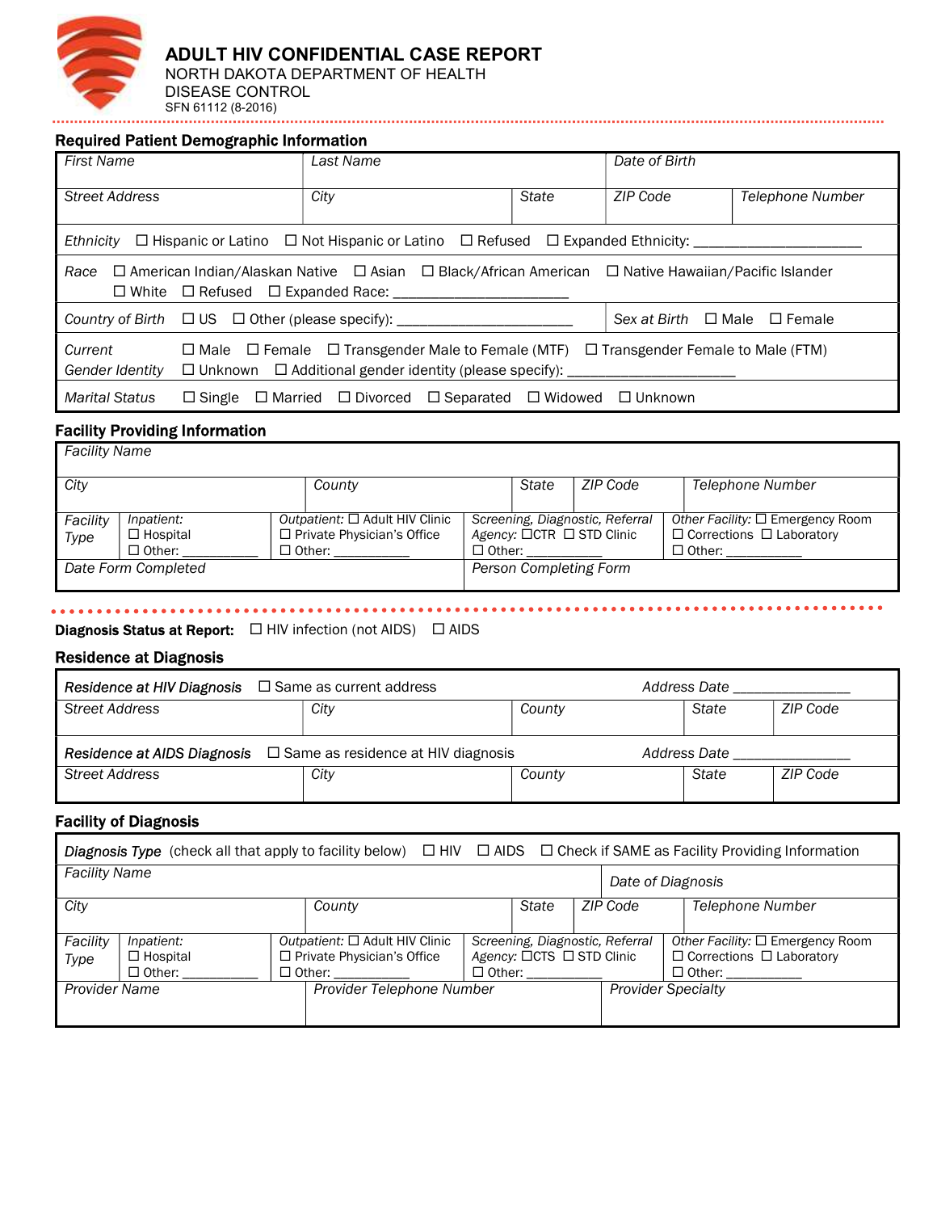# ADULT HIV CONFIDENTIAL CASE REPORT

NORTH DAKOTA DEPARTMENT OF HEALTH
DISEASE CONTROL
SFN 61112 (8-2016)

## Required Patient Demographic Information

| First Name | Last Name | | Date of Birth | |
|---|---|---|---|---|
| Street Address | City | State | ZIP Code | Telephone Number |

*Ethnicity* ☐ Hispanic or Latino ☐ Not Hispanic or Latino ☐ Refused ☐ Expanded Ethnicity: ____________________

*Race* ☐ American Indian/Alaskan Native ☐ Asian ☐ Black/African American ☐ Native Hawaiian/Pacific Islander ☐ White ☐ Refused ☐ Expanded Race: ____________________

*Country of Birth* ☐ US ☐ Other (please specify): ____________________ | *Sex at Birth* ☐ Male ☐ Female

*Current Gender Identity* ☐ Male ☐ Female ☐ Transgender Male to Female (MTF) ☐ Transgender Female to Male (FTM) ☐ Unknown ☐ Additional gender identity (please specify): ____________________

*Marital Status* ☐ Single ☐ Married ☐ Divorced ☐ Separated ☐ Widowed ☐ Unknown

## Facility Providing Information

| Facility Name | | | | |
|---|---|---|---|---|
| City | County | State | ZIP Code | Telephone Number |

| Facility Type | Inpatient: ☐ Hospital ☐ Other: ________ | Outpatient: ☐ Adult HIV Clinic ☐ Private Physician's Office ☐ Other: ________ | Screening, Diagnostic, Referral Agency: ☐CTR ☐ STD Clinic ☐ Other: ________ | Other Facility: ☐ Emergency Room ☐ Corrections ☐ Laboratory ☐ Other: ________ |
|---|---|---|---|---|

| Date Form Completed | Person Completing Form |
|---|---|

**Diagnosis Status at Report:** ☐ HIV infection (not AIDS) ☐ AIDS

## Residence at Diagnosis

***Residence at HIV Diagnosis*** ☐ Same as current address    *Address Date* ____________

| Street Address | City | County | State | ZIP Code |
|---|---|---|---|---|

***Residence at AIDS Diagnosis*** ☐ Same as residence at HIV diagnosis    *Address Date* ____________

| Street Address | City | County | State | ZIP Code |
|---|---|---|---|---|

## Facility of Diagnosis

*Diagnosis Type* (check all that apply to facility below) ☐ HIV ☐ AIDS ☐ Check if SAME as Facility Providing Information

| Facility Name | | | Date of Diagnosis | |
|---|---|---|---|---|
| City | County | State | ZIP Code | Telephone Number |

| Facility Type | Inpatient: ☐ Hospital ☐ Other: ________ | Outpatient: ☐ Adult HIV Clinic ☐ Private Physician's Office ☐ Other: ________ | Screening, Diagnostic, Referral Agency: ☐CTS ☐ STD Clinic ☐ Other: ________ | Other Facility: ☐ Emergency Room ☐ Corrections ☐ Laboratory ☐ Other: ________ |
|---|---|---|---|---|

| Provider Name | Provider Telephone Number | Provider Specialty |
|---|---|---|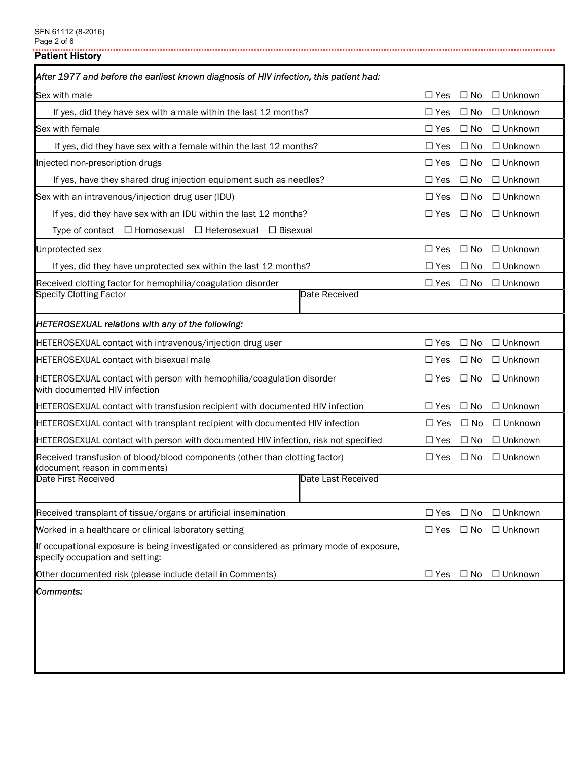## Patient History

| *After 1977 and before the earliest known diagnosis of HIV infection, this patient had:* | | | |
|---|---|---|---|
| Sex with male | ☐ Yes | ☐ No | ☐ Unknown |
| If yes, did they have sex with a male within the last 12 months? | ☐ Yes | ☐ No | ☐ Unknown |
| Sex with female | ☐ Yes | ☐ No | ☐ Unknown |
| If yes, did they have sex with a female within the last 12 months? | ☐ Yes | ☐ No | ☐ Unknown |
| Injected non-prescription drugs | ☐ Yes | ☐ No | ☐ Unknown |
| If yes, have they shared drug injection equipment such as needles? | ☐ Yes | ☐ No | ☐ Unknown |
| Sex with an intravenous/injection drug user (IDU) | ☐ Yes | ☐ No | ☐ Unknown |
| If yes, did they have sex with an IDU within the last 12 months? | ☐ Yes | ☐ No | ☐ Unknown |
| Type of contact ☐ Homosexual ☐ Heterosexual ☐ Bisexual | | | |
| Unprotected sex | ☐ Yes | ☐ No | ☐ Unknown |
| If yes, did they have unprotected sex within the last 12 months? | ☐ Yes | ☐ No | ☐ Unknown |
| Received clotting factor for hemophilia/coagulation disorder | ☐ Yes | ☐ No | ☐ Unknown |
| Specify Clotting Factor | Date Received | | |
| *HETEROSEXUAL relations with any of the following:* | | | |
| HETEROSEXUAL contact with intravenous/injection drug user | ☐ Yes | ☐ No | ☐ Unknown |
| HETEROSEXUAL contact with bisexual male | ☐ Yes | ☐ No | ☐ Unknown |
| HETEROSEXUAL contact with person with hemophilia/coagulation disorder with documented HIV infection | ☐ Yes | ☐ No | ☐ Unknown |
| HETEROSEXUAL contact with transfusion recipient with documented HIV infection | ☐ Yes | ☐ No | ☐ Unknown |
| HETEROSEXUAL contact with transplant recipient with documented HIV infection | ☐ Yes | ☐ No | ☐ Unknown |
| HETEROSEXUAL contact with person with documented HIV infection, risk not specified | ☐ Yes | ☐ No | ☐ Unknown |
| Received transfusion of blood/blood components (other than clotting factor) (document reason in comments) | ☐ Yes | ☐ No | ☐ Unknown |
| Date First Received | Date Last Received | | |
| Received transplant of tissue/organs or artificial insemination | ☐ Yes | ☐ No | ☐ Unknown |
| Worked in a healthcare or clinical laboratory setting | ☐ Yes | ☐ No | ☐ Unknown |
| If occupational exposure is being investigated or considered as primary mode of exposure, specify occupation and setting: | | | |
| Other documented risk (please include detail in Comments) | ☐ Yes | ☐ No | ☐ Unknown |

*Comments:*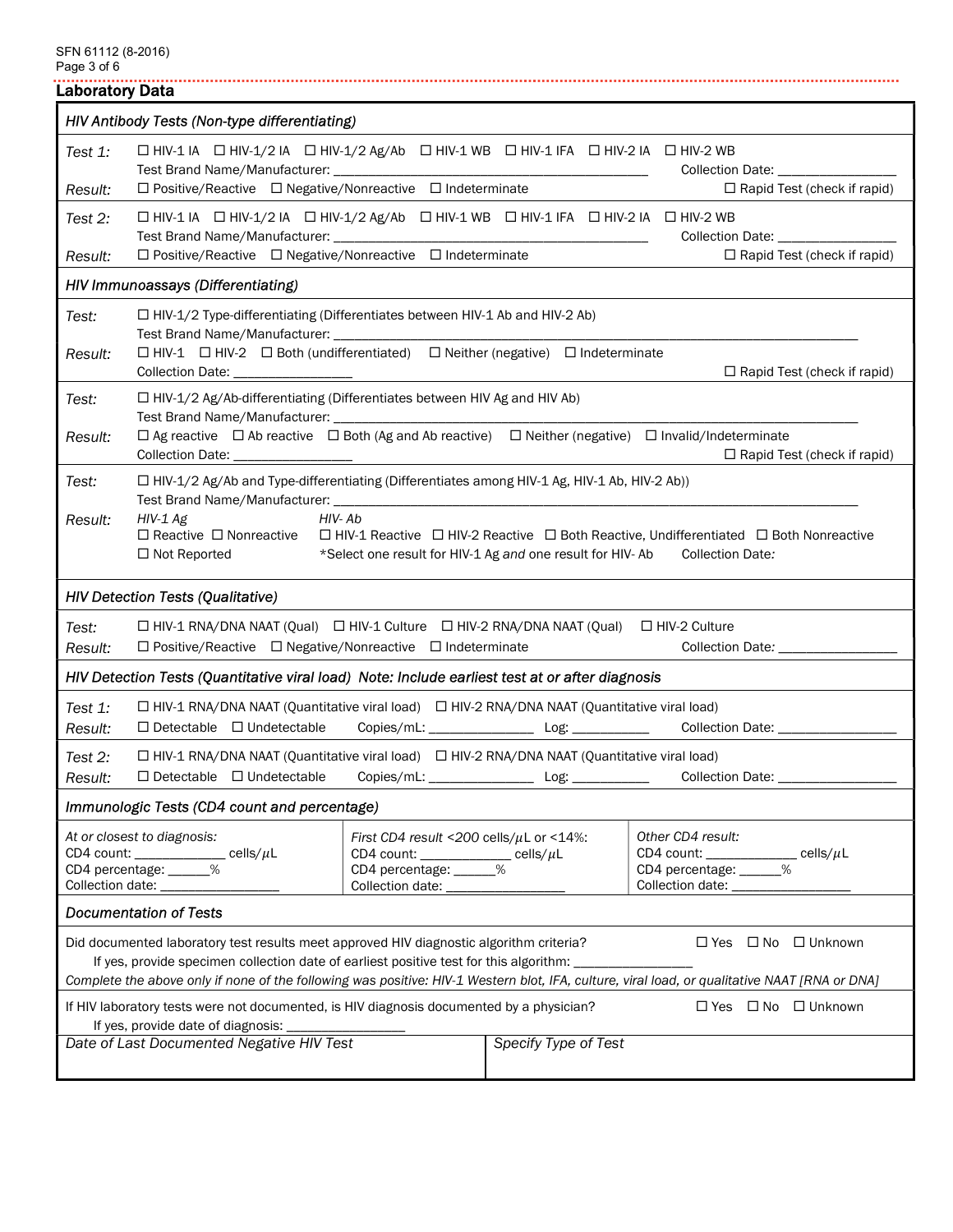## Laboratory Data

### *HIV Antibody Tests (Non-type differentiating)*

*Test 1:* ☐ HIV-1 IA ☐ HIV-1/2 IA ☐ HIV-1/2 Ag/Ab ☐ HIV-1 WB ☐ HIV-1 IFA ☐ HIV-2 IA ☐ HIV-2 WB
Test Brand Name/Manufacturer: ______________________ Collection Date: ______________
*Result:* ☐ Positive/Reactive ☐ Negative/Nonreactive ☐ Indeterminate ☐ Rapid Test (check if rapid)

*Test 2:* ☐ HIV-1 IA ☐ HIV-1/2 IA ☐ HIV-1/2 Ag/Ab ☐ HIV-1 WB ☐ HIV-1 IFA ☐ HIV-2 IA ☐ HIV-2 WB
Test Brand Name/Manufacturer: ______________________ Collection Date: ______________
*Result:* ☐ Positive/Reactive ☐ Negative/Nonreactive ☐ Indeterminate ☐ Rapid Test (check if rapid)

### *HIV Immunoassays (Differentiating)*

*Test:* ☐ HIV-1/2 Type-differentiating (Differentiates between HIV-1 Ab and HIV-2 Ab)
Test Brand Name/Manufacturer: ______________________
*Result:* ☐ HIV-1 ☐ HIV-2 ☐ Both (undifferentiated) ☐ Neither (negative) ☐ Indeterminate
Collection Date: ______________ ☐ Rapid Test (check if rapid)

*Test:* ☐ HIV-1/2 Ag/Ab-differentiating (Differentiates between HIV Ag and HIV Ab)
Test Brand Name/Manufacturer: ______________________
*Result:* ☐ Ag reactive ☐ Ab reactive ☐ Both (Ag and Ab reactive) ☐ Neither (negative) ☐ Invalid/Indeterminate
Collection Date: ______________ ☐ Rapid Test (check if rapid)

*Test:* ☐ HIV-1/2 Ag/Ab and Type-differentiating (Differentiates among HIV-1 Ag, HIV-1 Ab, HIV-2 Ab))
Test Brand Name/Manufacturer: ______________________
*Result:* *HIV-1 Ag*
☐ Reactive ☐ Nonreactive
☐ Not Reported
*HIV- Ab*
☐ HIV-1 Reactive ☐ HIV-2 Reactive ☐ Both Reactive, Undifferentiated ☐ Both Nonreactive
*Select one result for HIV-1 Ag *and* one result for HIV- Ab Collection Date*:*

### *HIV Detection Tests (Qualitative)*

*Test:* ☐ HIV-1 RNA/DNA NAAT (Qual) ☐ HIV-1 Culture ☐ HIV-2 RNA/DNA NAAT (Qual) ☐ HIV-2 Culture
*Result:* ☐ Positive/Reactive ☐ Negative/Nonreactive ☐ Indeterminate Collection Date*:* ______________

### *HIV Detection Tests (Quantitative viral load) Note: Include earliest test at or after diagnosis*

*Test 1:* ☐ HIV-1 RNA/DNA NAAT (Quantitative viral load) ☐ HIV-2 RNA/DNA NAAT (Quantitative viral load)
*Result:* ☐ Detectable ☐ Undetectable Copies/mL: ____________ Log: _________ Collection Date: ______________

*Test 2:* ☐ HIV-1 RNA/DNA NAAT (Quantitative viral load) ☐ HIV-2 RNA/DNA NAAT (Quantitative viral load)
*Result:* ☐ Detectable ☐ Undetectable Copies/mL: ____________ Log: _________ Collection Date: ______________

### *Immunologic Tests (CD4 count and percentage)*

| *At or closest to diagnosis:* | *First CD4 result <200 cells/μL or <14%:* | *Other CD4 result:* |
|---|---|---|
| CD4 count: __________ cells/μL | CD4 count: __________ cells/μL | CD4 count: __________ cells/μL |
| CD4 percentage: _____% | CD4 percentage: _____% | CD4 percentage: _____% |
| Collection date: ______________ | Collection date: ______________ | Collection date: ______________ |

### *Documentation of Tests*

Did documented laboratory test results meet approved HIV diagnostic algorithm criteria? ☐ Yes ☐ No ☐ Unknown
If yes, provide specimen collection date of earliest positive test for this algorithm: ______________
*Complete the above only if none of the following was positive: HIV-1 Western blot, IFA, culture, viral load, or qualitative NAAT [RNA or DNA]*

If HIV laboratory tests were not documented, is HIV diagnosis documented by a physician? ☐ Yes ☐ No ☐ Unknown
If yes, provide date of diagnosis: ______________

| *Date of Last Documented Negative HIV Test* | *Specify Type of Test* |
|---|---|
| | |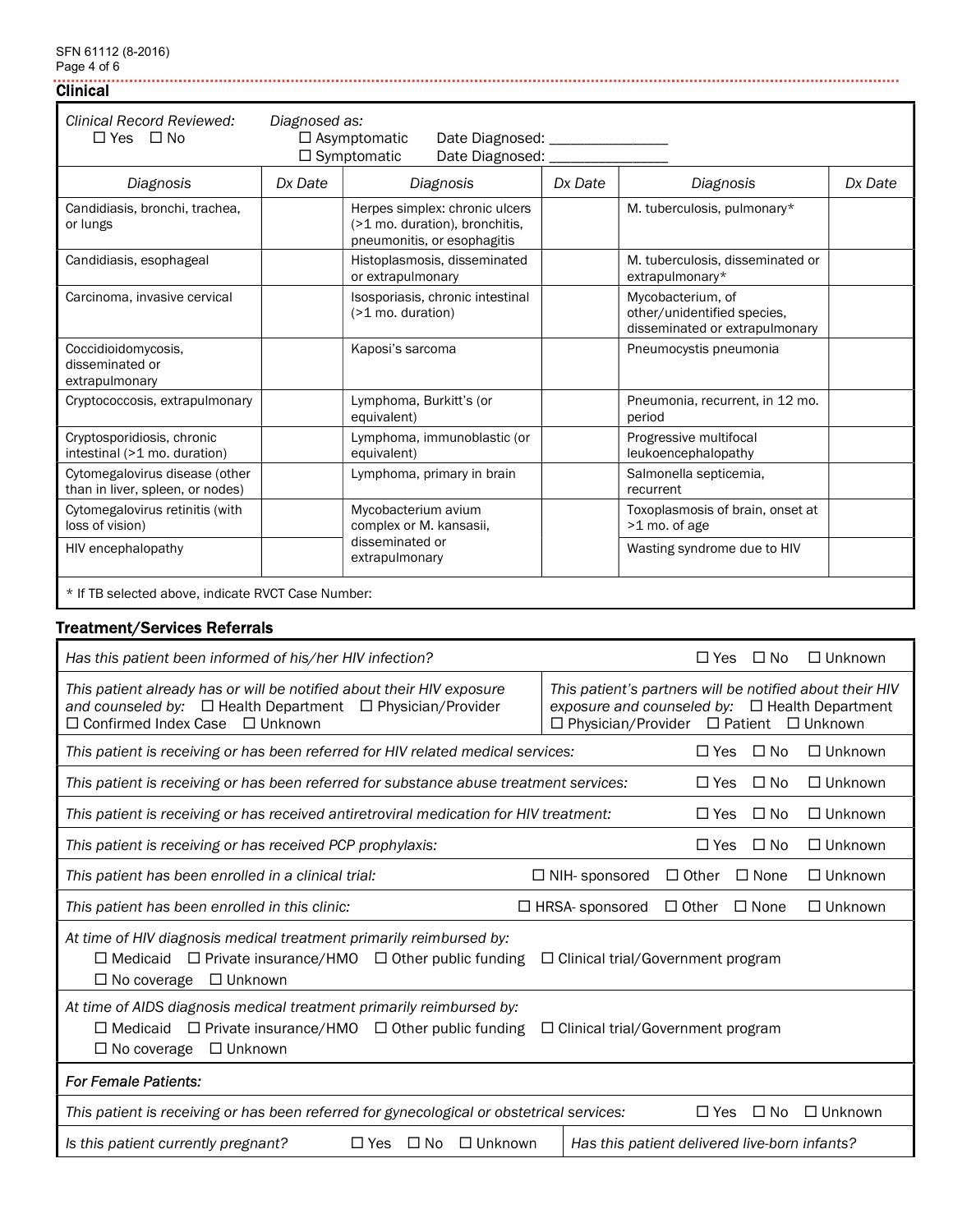## Clinical

*Clinical Record Reviewed:* ☐ Yes ☐ No

*Diagnosed as:*
☐ Asymptomatic Date Diagnosed: _______________
☐ Symptomatic Date Diagnosed: _______________

| *Diagnosis* | *Dx Date* | *Diagnosis* | *Dx Date* | *Diagnosis* | *Dx Date* |
|---|---|---|---|---|---|
| Candidiasis, bronchi, trachea, or lungs | | Herpes simplex: chronic ulcers (>1 mo. duration), bronchitis, pneumonitis, or esophagitis | | M. tuberculosis, pulmonary* | |
| Candidiasis, esophageal | | Histoplasmosis, disseminated or extrapulmonary | | M. tuberculosis, disseminated or extrapulmonary* | |
| Carcinoma, invasive cervical | | Isosporiasis, chronic intestinal (>1 mo. duration) | | Mycobacterium, of other/unidentified species, disseminated or extrapulmonary | |
| Coccidioidomycosis, disseminated or extrapulmonary | | Kaposi's sarcoma | | Pneumocystis pneumonia | |
| Cryptococcosis, extrapulmonary | | Lymphoma, Burkitt's (or equivalent) | | Pneumonia, recurrent, in 12 mo. period | |
| Cryptosporidiosis, chronic intestinal (>1 mo. duration) | | Lymphoma, immunoblastic (or equivalent) | | Progressive multifocal leukoencephalopathy | |
| Cytomegalovirus disease (other than in liver, spleen, or nodes) | | Lymphoma, primary in brain | | Salmonella septicemia, recurrent | |
| Cytomegalovirus retinitis (with loss of vision) | | Mycobacterium avium complex or M. kansasii, disseminated or extrapulmonary | | Toxoplasmosis of brain, onset at >1 mo. of age | |
| HIV encephalopathy | | | | Wasting syndrome due to HIV | |

\* If TB selected above, indicate RVCT Case Number:

## Treatment/Services Referrals

*Has this patient been informed of his/her HIV infection?* ☐ Yes ☐ No ☐ Unknown

*This patient already has or will be notified about their HIV exposure and counseled by:* ☐ Health Department ☐ Physician/Provider ☐ Confirmed Index Case ☐ Unknown

*This patient's partners will be notified about their HIV exposure and counseled by:* ☐ Health Department ☐ Physician/Provider ☐ Patient ☐ Unknown

*This patient is receiving or has been referred for HIV related medical services:* ☐ Yes ☐ No ☐ Unknown

*This patient is receiving or has been referred for substance abuse treatment services:* ☐ Yes ☐ No ☐ Unknown

*This patient is receiving or has received antiretroviral medication for HIV treatment:* ☐ Yes ☐ No ☐ Unknown

*This patient is receiving or has received PCP prophylaxis:* ☐ Yes ☐ No ☐ Unknown

*This patient has been enrolled in a clinical trial:* ☐ NIH- sponsored ☐ Other ☐ None ☐ Unknown

*This patient has been enrolled in this clinic:* ☐ HRSA- sponsored ☐ Other ☐ None ☐ Unknown

*At time of HIV diagnosis medical treatment primarily reimbursed by:*
☐ Medicaid ☐ Private insurance/HMO ☐ Other public funding ☐ Clinical trial/Government program ☐ No coverage ☐ Unknown

*At time of AIDS diagnosis medical treatment primarily reimbursed by:*
☐ Medicaid ☐ Private insurance/HMO ☐ Other public funding ☐ Clinical trial/Government program ☐ No coverage ☐ Unknown

*For Female Patients:*

*This patient is receiving or has been referred for gynecological or obstetrical services:* ☐ Yes ☐ No ☐ Unknown

*Is this patient currently pregnant?* ☐ Yes ☐ No ☐ Unknown

*Has this patient delivered live-born infants?*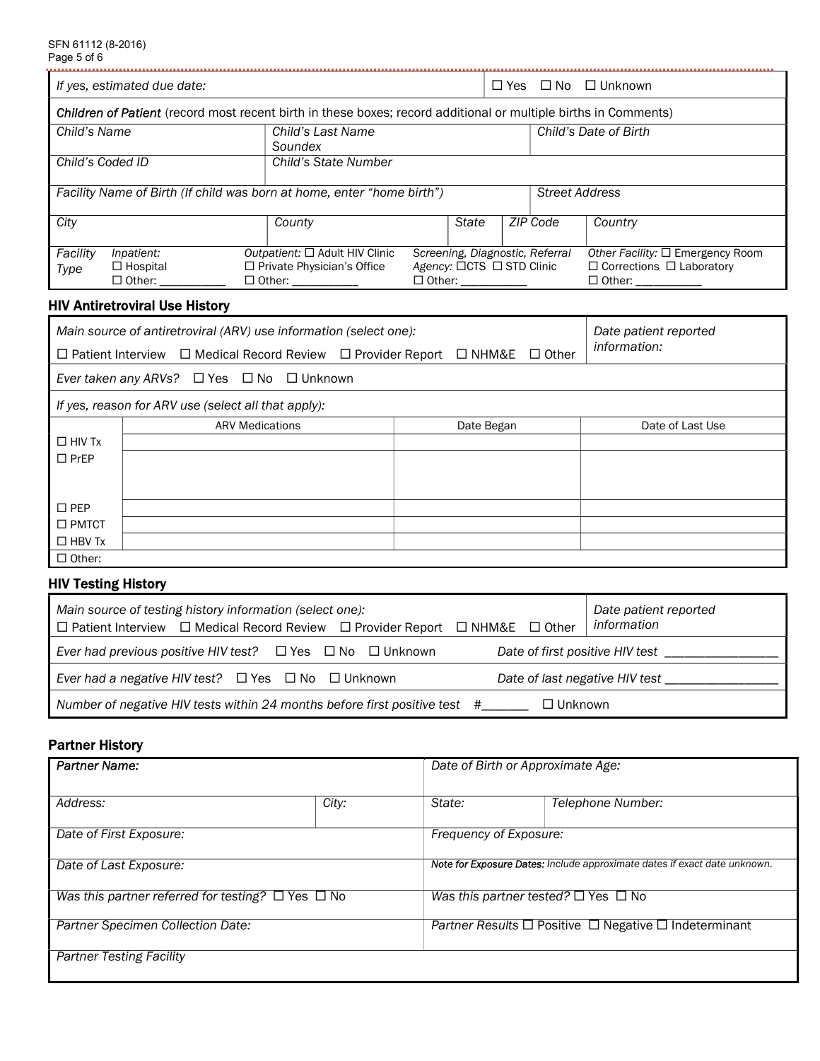| *If yes, estimated due date:* | ☐ Yes ☐ No ☐ Unknown |
|---|---|

***Children of Patient*** (record most recent birth in these boxes; record additional or multiple births in Comments)

| *Child's Name* | *Child's Last Name Soundex* | *Child's Date of Birth* |
|---|---|---|
| *Child's Coded ID* | *Child's State Number* | |

| *Facility Name of Birth (If child was born at home, enter "home birth")* | *Street Address* |
|---|---|

| *City* | *County* | *State* | *ZIP Code* | *Country* |
|---|---|---|---|---|

| *Facility Type* | *Inpatient:* ☐ Hospital ☐ Other: __________ | *Outpatient:* ☐ Adult HIV Clinic ☐ Private Physician's Office ☐ Other: __________ | *Screening, Diagnostic, Referral Agency:* ☐CTS ☐ STD Clinic ☐ Other: __________ | *Other Facility:* ☐ Emergency Room ☐ Corrections ☐ Laboratory ☐ Other: __________ |
|---|---|---|---|---|

## HIV Antiretroviral Use History

| *Main source of antiretroviral (ARV) use information (select one):* ☐ Patient Interview ☐ Medical Record Review ☐ Provider Report ☐ NHM&E ☐ Other | *Date patient reported information:* |
|---|---|

*Ever taken any ARVs?* ☐ Yes ☐ No ☐ Unknown

*If yes, reason for ARV use (select all that apply):*

| | ARV Medications | Date Began | Date of Last Use |
|---|---|---|---|
| ☐ HIV Tx | | | |
| ☐ PrEP | | | |
| ☐ PEP | | | |
| ☐ PMTCT | | | |
| ☐ HBV Tx | | | |
| ☐ Other: | | | |

## HIV Testing History

| *Main source of testing history information (select one):* ☐ Patient Interview ☐ Medical Record Review ☐ Provider Report ☐ NHM&E ☐ Other | *Date patient reported information* |
|---|---|

*Ever had previous positive HIV test?* ☐ Yes ☐ No ☐ Unknown *Date of first positive HIV test* ________________

*Ever had a negative HIV test?* ☐ Yes ☐ No ☐ Unknown *Date of last negative HIV test* ________________

*Number of negative HIV tests within 24 months before first positive test* #_______ ☐ Unknown

## Partner History

| *Partner Name:* | | *Date of Birth or Approximate Age:* | |
|---|---|---|---|
| *Address:* | *City:* | *State:* | *Telephone Number:* |
| *Date of First Exposure:* | | *Frequency of Exposure:* | |
| *Date of Last Exposure:* | | ***Note for Exposure Dates:*** *Include approximate dates if exact date unknown.* | |
| *Was this partner referred for testing?* ☐ Yes ☐ No | | *Was this partner tested?* ☐ Yes ☐ No | |
| *Partner Specimen Collection Date:* | | *Partner Results* ☐ Positive ☐ Negative ☐ Indeterminant | |
| *Partner Testing Facility* | | | |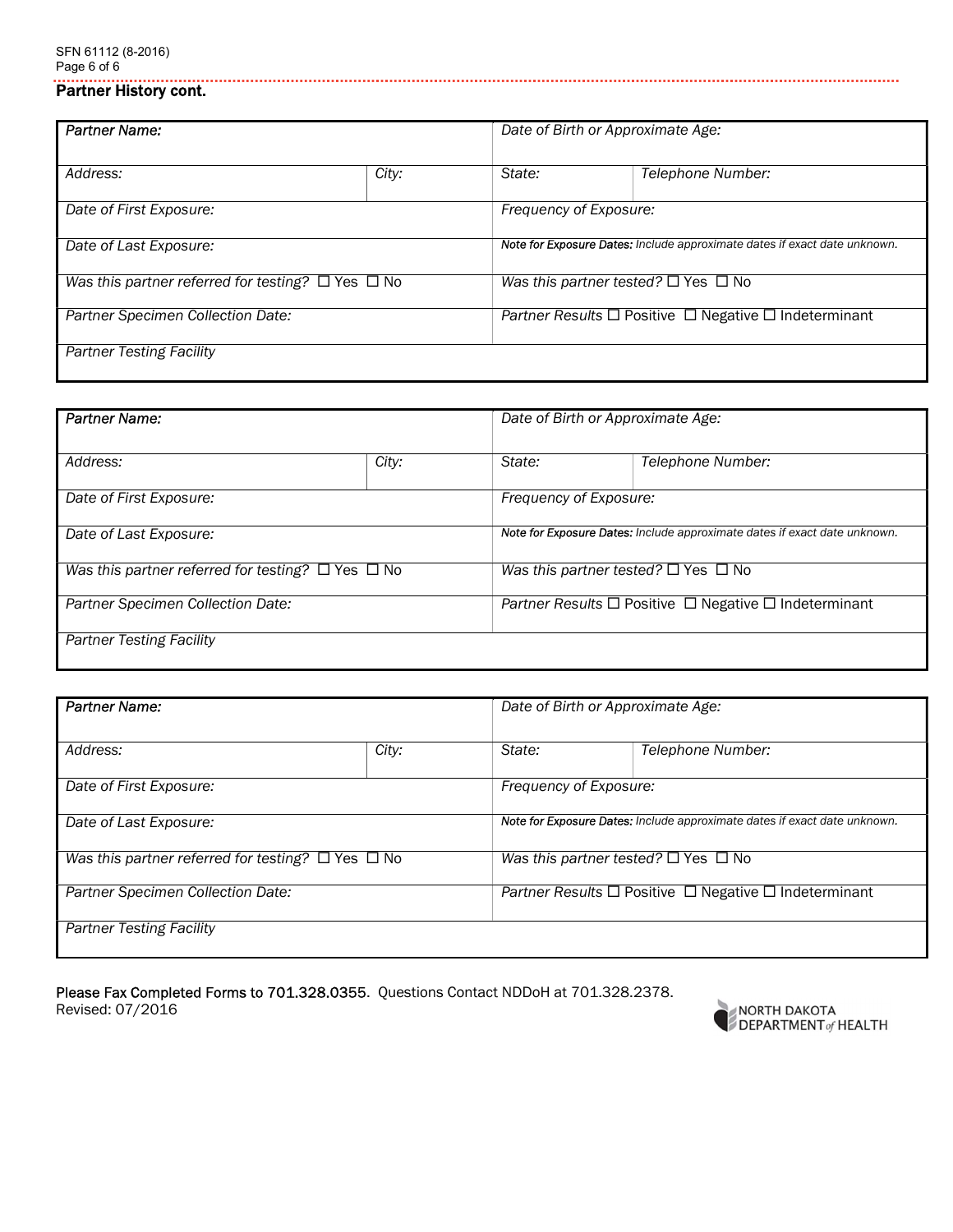## Partner History cont.

| | | | |
|---|---|---|---|
| *Partner Name:* | | *Date of Birth or Approximate Age:* | |
| *Address:* | *City:* | *State:* | *Telephone Number:* |
| *Date of First Exposure:* | | *Frequency of Exposure:* | |
| *Date of Last Exposure:* | | ***Note for Exposure Dates:*** *Include approximate dates if exact date unknown.* | |
| *Was this partner referred for testing?* ☐ Yes ☐ No | | *Was this partner tested?* ☐ Yes ☐ No | |
| *Partner Specimen Collection Date:* | | *Partner Results* ☐ Positive ☐ Negative ☐ Indeterminant | |
| *Partner Testing Facility* | | | |

| | | | |
|---|---|---|---|
| *Partner Name:* | | *Date of Birth or Approximate Age:* | |
| *Address:* | *City:* | *State:* | *Telephone Number:* |
| *Date of First Exposure:* | | *Frequency of Exposure:* | |
| *Date of Last Exposure:* | | ***Note for Exposure Dates:*** *Include approximate dates if exact date unknown.* | |
| *Was this partner referred for testing?* ☐ Yes ☐ No | | *Was this partner tested?* ☐ Yes ☐ No | |
| *Partner Specimen Collection Date:* | | *Partner Results* ☐ Positive ☐ Negative ☐ Indeterminant | |
| *Partner Testing Facility* | | | |

| | | | |
|---|---|---|---|
| *Partner Name:* | | *Date of Birth or Approximate Age:* | |
| *Address:* | *City:* | *State:* | *Telephone Number:* |
| *Date of First Exposure:* | | *Frequency of Exposure:* | |
| *Date of Last Exposure:* | | ***Note for Exposure Dates:*** *Include approximate dates if exact date unknown.* | |
| *Was this partner referred for testing?* ☐ Yes ☐ No | | *Was this partner tested?* ☐ Yes ☐ No | |
| *Partner Specimen Collection Date:* | | *Partner Results* ☐ Positive ☐ Negative ☐ Indeterminant | |
| *Partner Testing Facility* | | | |

Please Fax Completed Forms to 701.328.0355. Questions Contact NDDoH at 701.328.2378.
Revised: 07/2016

NORTH DAKOTA DEPARTMENT of HEALTH